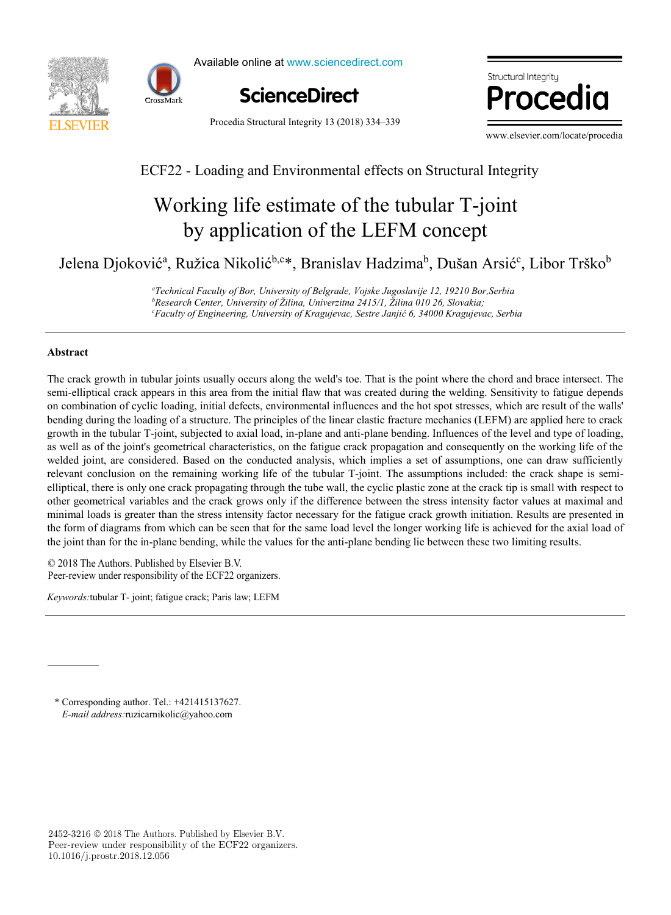ECF22 - Loading and Environmental effects on Structural Integrity

# Working life estimate of the tubular T-joint by application of the LEFM concept

Jelena Djoković[a], Ružica Nikolić[b,c]*, Branislav Hadzima[b], Dušan Arsić[c], Libor Trško[b]

[a]*Technical Faculty of Bor, University of Belgrade, Vojske Jugoslavije 12, 19210 Bor,Serbia*
[b]*Research Center, University of Žilina, Univerzitna 2415/1, Žilina 010 26, Slovakia;*
[c]*Faculty of Engineering, University of Kragujevac, Sestre Janjić 6, 34000 Kragujevac, Serbia*

## Abstract

The crack growth in tubular joints usually occurs along the weld's toe. That is the point where the chord and brace intersect. The semi-elliptical crack appears in this area from the initial flaw that was created during the welding. Sensitivity to fatigue depends on combination of cyclic loading, initial defects, environmental influences and the hot spot stresses, which are result of the walls' bending during the loading of a structure. The principles of the linear elastic fracture mechanics (LEFM) are applied here to crack growth in the tubular T-joint, subjected to axial load, in-plane and anti-plane bending. Influences of the level and type of loading, as well as of the joint's geometrical characteristics, on the fatigue crack propagation and consequently on the working life of the welded joint, are considered. Based on the conducted analysis, which implies a set of assumptions, one can draw sufficiently relevant conclusion on the remaining working life of the tubular T-joint. The assumptions included: the crack shape is semi-elliptical, there is only one crack propagating through the tube wall, the cyclic plastic zone at the crack tip is small with respect to other geometrical variables and the crack grows only if the difference between the stress intensity factor values at maximal and minimal loads is greater than the stress intensity factor necessary for the fatigue crack growth initiation. Results are presented in the form of diagrams from which can be seen that for the same load level the longer working life is achieved for the axial load of the joint than for the in-plane bending, while the values for the anti-plane bending lie between these two limiting results.

© 2018 The Authors. Published by Elsevier B.V.
Peer-review under responsibility of the ECF22 organizers.

*Keywords:* tubular T- joint; fatigue crack; Paris law; LEFM

\* Corresponding author. Tel.: +421415137627.
*E-mail address:* ruzicarnikolic@yahoo.com

2452-3216 © 2018 The Authors. Published by Elsevier B.V.
Peer-review under responsibility of the ECF22 organizers.
10.1016/j.prostr.2018.12.056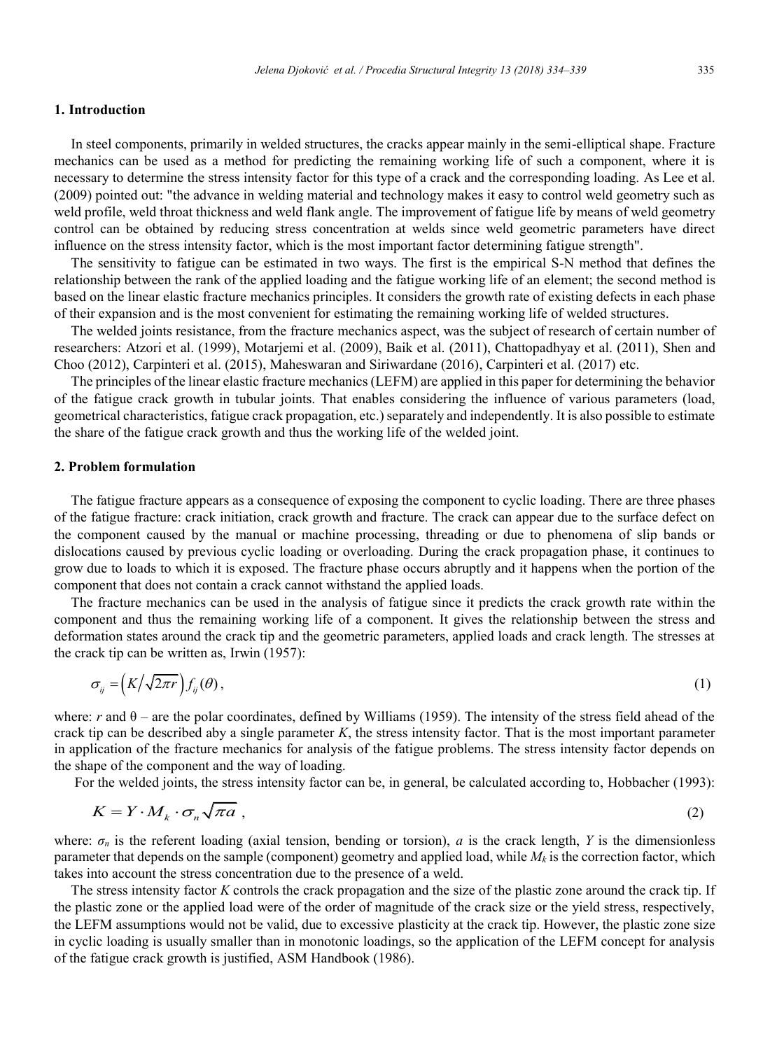## 1. Introduction

In steel components, primarily in welded structures, the cracks appear mainly in the semi-elliptical shape. Fracture mechanics can be used as a method for predicting the remaining working life of such a component, where it is necessary to determine the stress intensity factor for this type of a crack and the corresponding loading. As Lee et al. (2009) pointed out: "the advance in welding material and technology makes it easy to control weld geometry such as weld profile, weld throat thickness and weld flank angle. The improvement of fatigue life by means of weld geometry control can be obtained by reducing stress concentration at welds since weld geometric parameters have direct influence on the stress intensity factor, which is the most important factor determining fatigue strength".

The sensitivity to fatigue can be estimated in two ways. The first is the empirical S-N method that defines the relationship between the rank of the applied loading and the fatigue working life of an element; the second method is based on the linear elastic fracture mechanics principles. It considers the growth rate of existing defects in each phase of their expansion and is the most convenient for estimating the remaining working life of welded structures.

The welded joints resistance, from the fracture mechanics aspect, was the subject of research of certain number of researchers: Atzori et al. (1999), Motarjemi et al. (2009), Baik et al. (2011), Chattopadhyay et al. (2011), Shen and Choo (2012), Carpinteri et al. (2015), Maheswaran and Siriwardane (2016), Carpinteri et al. (2017) etc.

The principles of the linear elastic fracture mechanics (LEFM) are applied in this paper for determining the behavior of the fatigue crack growth in tubular joints. That enables considering the influence of various parameters (load, geometrical characteristics, fatigue crack propagation, etc.) separately and independently. It is also possible to estimate the share of the fatigue crack growth and thus the working life of the welded joint.

## 2. Problem formulation

The fatigue fracture appears as a consequence of exposing the component to cyclic loading. There are three phases of the fatigue fracture: crack initiation, crack growth and fracture. The crack can appear due to the surface defect on the component caused by the manual or machine processing, threading or due to phenomena of slip bands or dislocations caused by previous cyclic loading or overloading. During the crack propagation phase, it continues to grow due to loads to which it is exposed. The fracture phase occurs abruptly and it happens when the portion of the component that does not contain a crack cannot withstand the applied loads.

The fracture mechanics can be used in the analysis of fatigue since it predicts the crack growth rate within the component and thus the remaining working life of a component. It gives the relationship between the stress and deformation states around the crack tip and the geometric parameters, applied loads and crack length. The stresses at the crack tip can be written as, Irwin (1957):

$$\sigma_{ij} = \left(K/\sqrt{2\pi r}\right) f_{ij}(\theta), \tag{1}$$

where: $r$ and θ – are the polar coordinates, defined by Williams (1959). The intensity of the stress field ahead of the crack tip can be described aby a single parameter $K$, the stress intensity factor. That is the most important parameter in application of the fracture mechanics for analysis of the fatigue problems. The stress intensity factor depends on the shape of the component and the way of loading.

For the welded joints, the stress intensity factor can be, in general, be calculated according to, Hobbacher (1993):

$$K = Y \cdot M_k \cdot \sigma_n \sqrt{\pi a}\ , \tag{2}$$

where: $\sigma_n$ is the referent loading (axial tension, bending or torsion), $a$ is the crack length, $Y$ is the dimensionless parameter that depends on the sample (component) geometry and applied load, while $M_k$ is the correction factor, which takes into account the stress concentration due to the presence of a weld.

The stress intensity factor $K$ controls the crack propagation and the size of the plastic zone around the crack tip. If the plastic zone or the applied load were of the order of magnitude of the crack size or the yield stress, respectively, the LEFM assumptions would not be valid, due to excessive plasticity at the crack tip. However, the plastic zone size in cyclic loading is usually smaller than in monotonic loadings, so the application of the LEFM concept for analysis of the fatigue crack growth is justified, ASM Handbook (1986).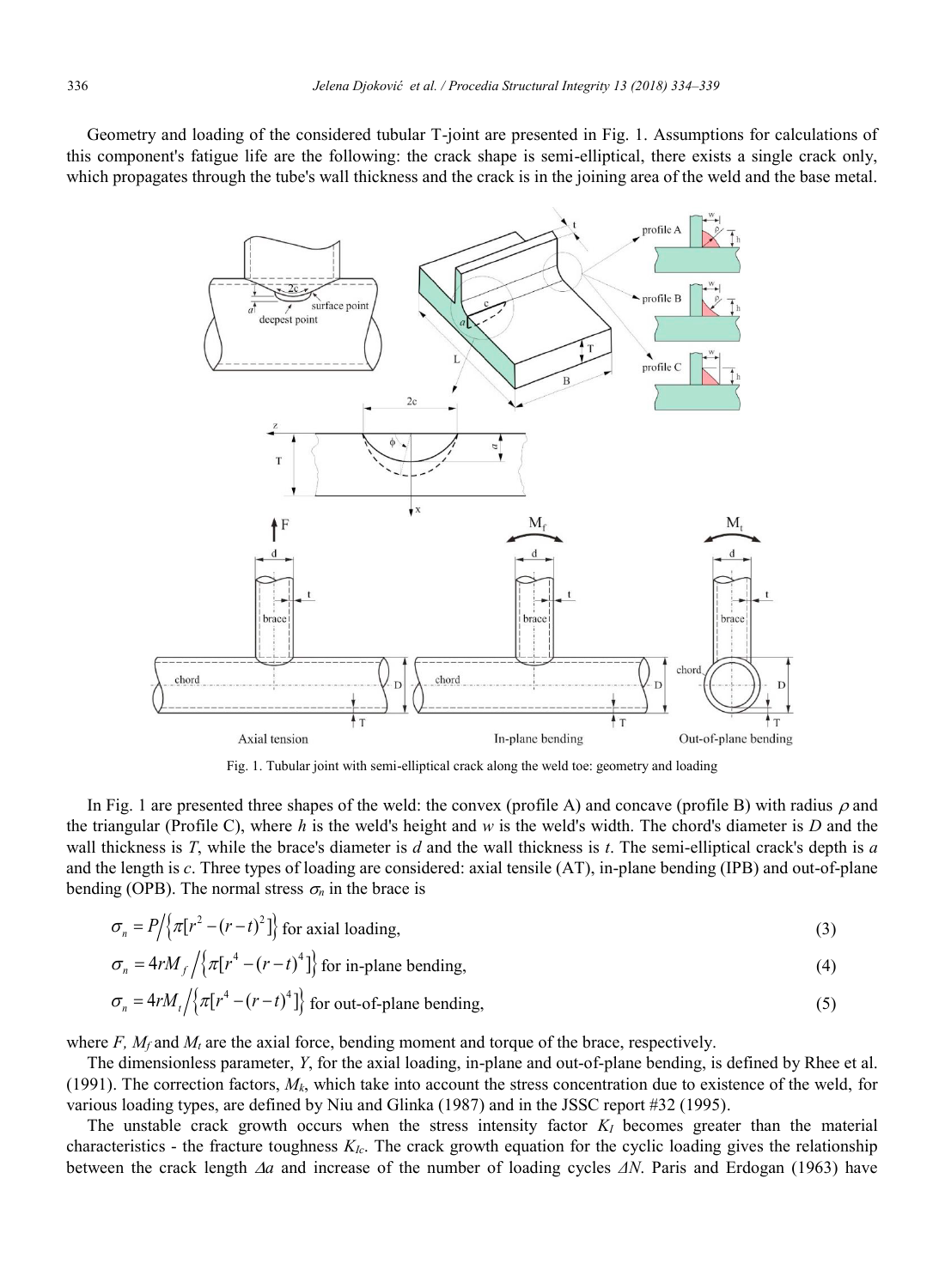Geometry and loading of the considered tubular T-joint are presented in Fig. 1. Assumptions for calculations of this component's fatigue life are the following: the crack shape is semi-elliptical, there exists a single crack only, which propagates through the tube's wall thickness and the crack is in the joining area of the weld and the base metal.

Fig. 1. Tubular joint with semi-elliptical crack along the weld toe: geometry and loading

In Fig. 1 are presented three shapes of the weld: the convex (profile A) and concave (profile B) with radius $\rho$ and the triangular (Profile C), where $h$ is the weld's height and $w$ is the weld's width. The chord's diameter is $D$ and the wall thickness is $T$, while the brace's diameter is $d$ and the wall thickness is $t$. The semi-elliptical crack's depth is $a$ and the length is $c$. Three types of loading are considered: axial tensile (AT), in-plane bending (IPB) and out-of-plane bending (OPB). The normal stress $\sigma_n$ in the brace is

$$\sigma_n = P \Big/ \left\{ \pi [r^2 - (r-t)^2] \right\} \text{ for axial loading,} \tag{3}$$

$$\sigma_n = 4rM_f \Big/ \left\{ \pi [r^4 - (r-t)^4] \right\} \text{ for in-plane bending,} \tag{4}$$

$$\sigma_n = 4rM_t \Big/ \left\{ \pi [r^4 - (r-t)^4] \right\} \text{ for out-of-plane bending,} \tag{5}$$

where $F$, $M_f$ and $M_t$ are the axial force, bending moment and torque of the brace, respectively.

The dimensionless parameter, $Y$, for the axial loading, in-plane and out-of-plane bending, is defined by Rhee et al. (1991). The correction factors, $M_k$, which take into account the stress concentration due to existence of the weld, for various loading types, are defined by Niu and Glinka (1987) and in the JSSC report #32 (1995).

The unstable crack growth occurs when the stress intensity factor $K_I$ becomes greater than the material characteristics - the fracture toughness $K_{Ic}$. The crack growth equation for the cyclic loading gives the relationship between the crack length $\Delta a$ and increase of the number of loading cycles $\Delta N$. Paris and Erdogan (1963) have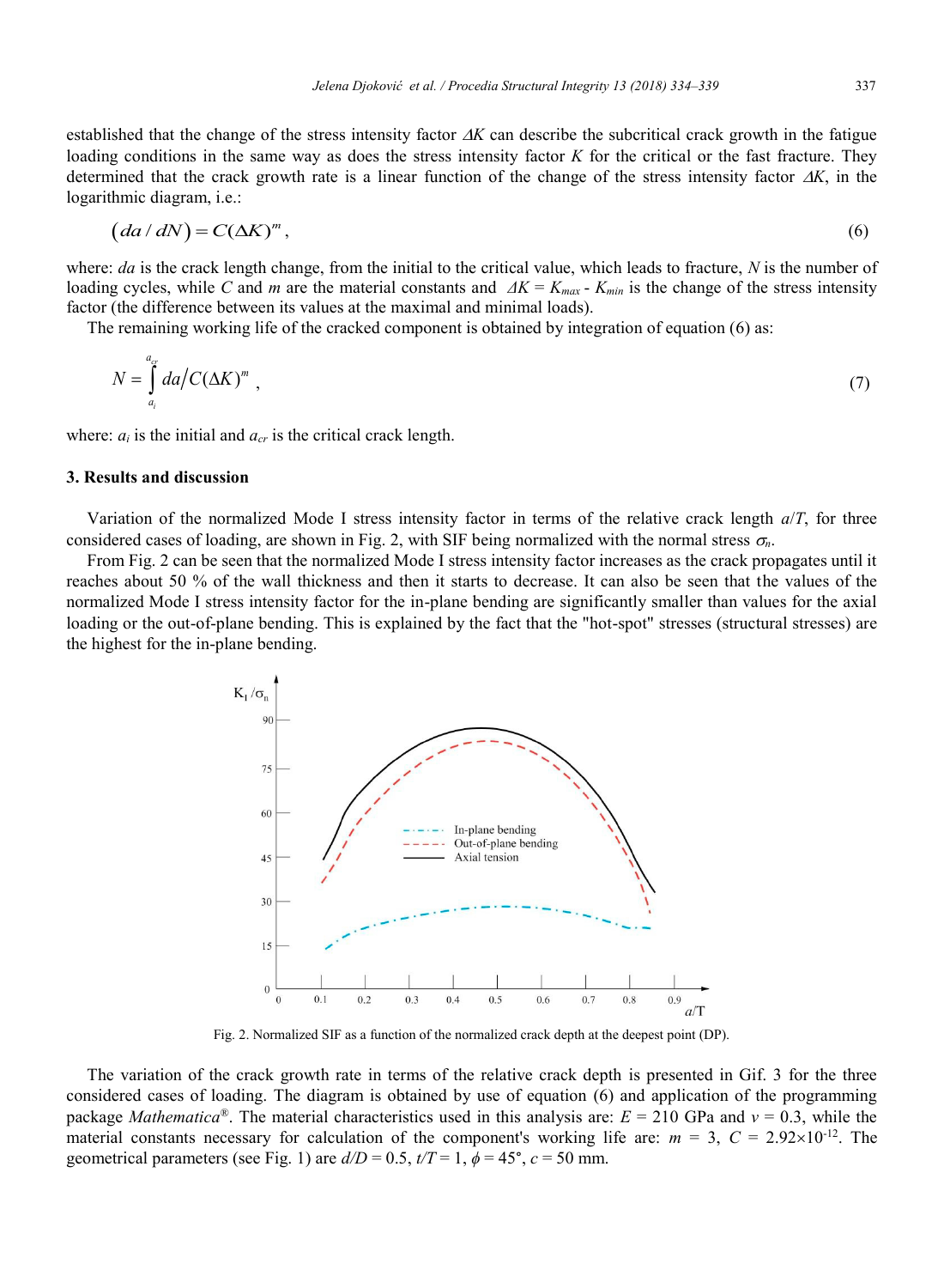established that the change of the stress intensity factor $\Delta K$ can describe the subcritical crack growth in the fatigue loading conditions in the same way as does the stress intensity factor $K$ for the critical or the fast fracture. They determined that the crack growth rate is a linear function of the change of the stress intensity factor $\Delta K$, in the logarithmic diagram, i.e.:

$$\left(da/dN\right) = C(\Delta K)^m, \tag{6}$$

where: $da$ is the crack length change, from the initial to the critical value, which leads to fracture, $N$ is the number of loading cycles, while $C$ and $m$ are the material constants and $\Delta K = K_{max} - K_{min}$ is the change of the stress intensity factor (the difference between its values at the maximal and minimal loads).

The remaining working life of the cracked component is obtained by integration of equation (6) as:

$$N = \int_{a_i}^{a_{cr}} da \big/ C(\Delta K)^m, \tag{7}$$

where: $a_i$ is the initial and $a_{cr}$ is the critical crack length.

## 3. Results and discussion

Variation of the normalized Mode I stress intensity factor in terms of the relative crack length $a/T$, for three considered cases of loading, are shown in Fig. 2, with SIF being normalized with the normal stress $\sigma_n$.

From Fig. 2 can be seen that the normalized Mode I stress intensity factor increases as the crack propagates until it reaches about 50 % of the wall thickness and then it starts to decrease. It can also be seen that the values of the normalized Mode I stress intensity factor for the in-plane bending are significantly smaller than values for the axial loading or the out-of-plane bending. This is explained by the fact that the "hot-spot" stresses (structural stresses) are the highest for the in-plane bending.

Fig. 2. Normalized SIF as a function of the normalized crack depth at the deepest point (DP).

The variation of the crack growth rate in terms of the relative crack depth is presented in Gif. 3 for the three considered cases of loading. The diagram is obtained by use of equation (6) and application of the programming package *Mathematica*®. The material characteristics used in this analysis are: $E$ = 210 GPa and $\nu$ = 0.3, while the material constants necessary for calculation of the component's working life are: $m$ = 3, $C$ = $2.92\times10^{-12}$. The geometrical parameters (see Fig. 1) are $d/D$ = 0.5, $t/T$ = 1, $\phi$ = 45°, $c$ = 50 mm.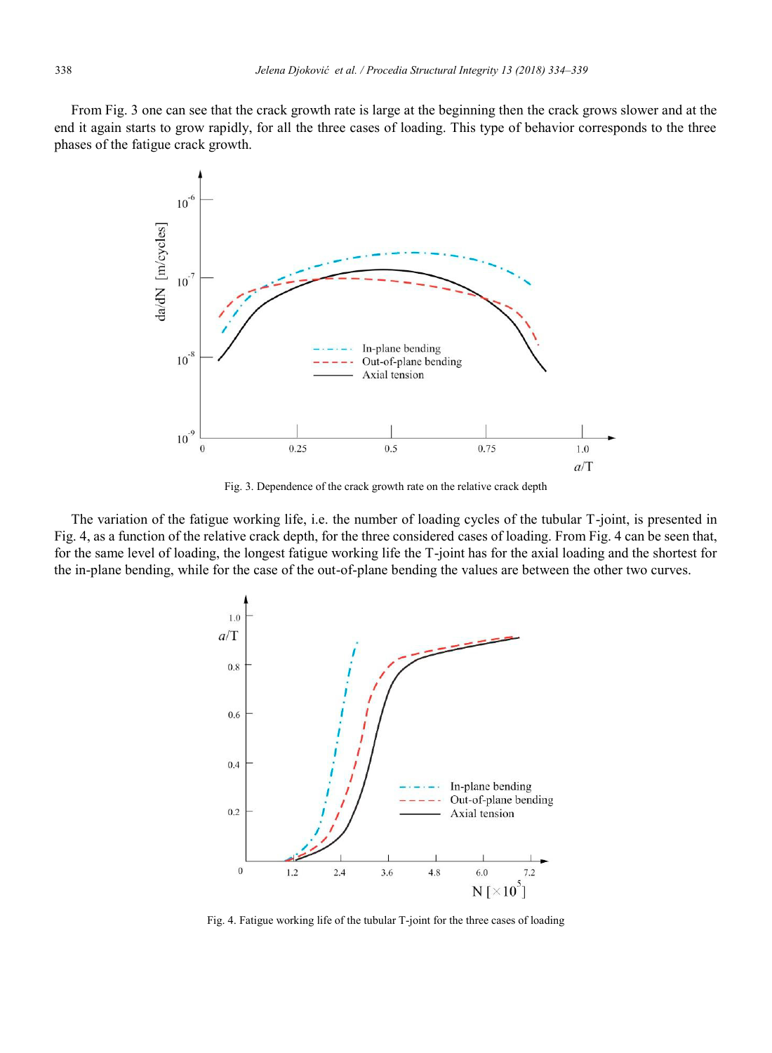From Fig. 3 one can see that the crack growth rate is large at the beginning then the crack grows slower and at the end it again starts to grow rapidly, for all the three cases of loading. This type of behavior corresponds to the three phases of the fatigue crack growth.

Fig. 3. Dependence of the crack growth rate on the relative crack depth

The variation of the fatigue working life, i.e. the number of loading cycles of the tubular T-joint, is presented in Fig. 4, as a function of the relative crack depth, for the three considered cases of loading. From Fig. 4 can be seen that, for the same level of loading, the longest fatigue working life the T-joint has for the axial loading and the shortest for the in-plane bending, while for the case of the out-of-plane bending the values are between the other two curves.

Fig. 4. Fatigue working life of the tubular T-joint for the three cases of loading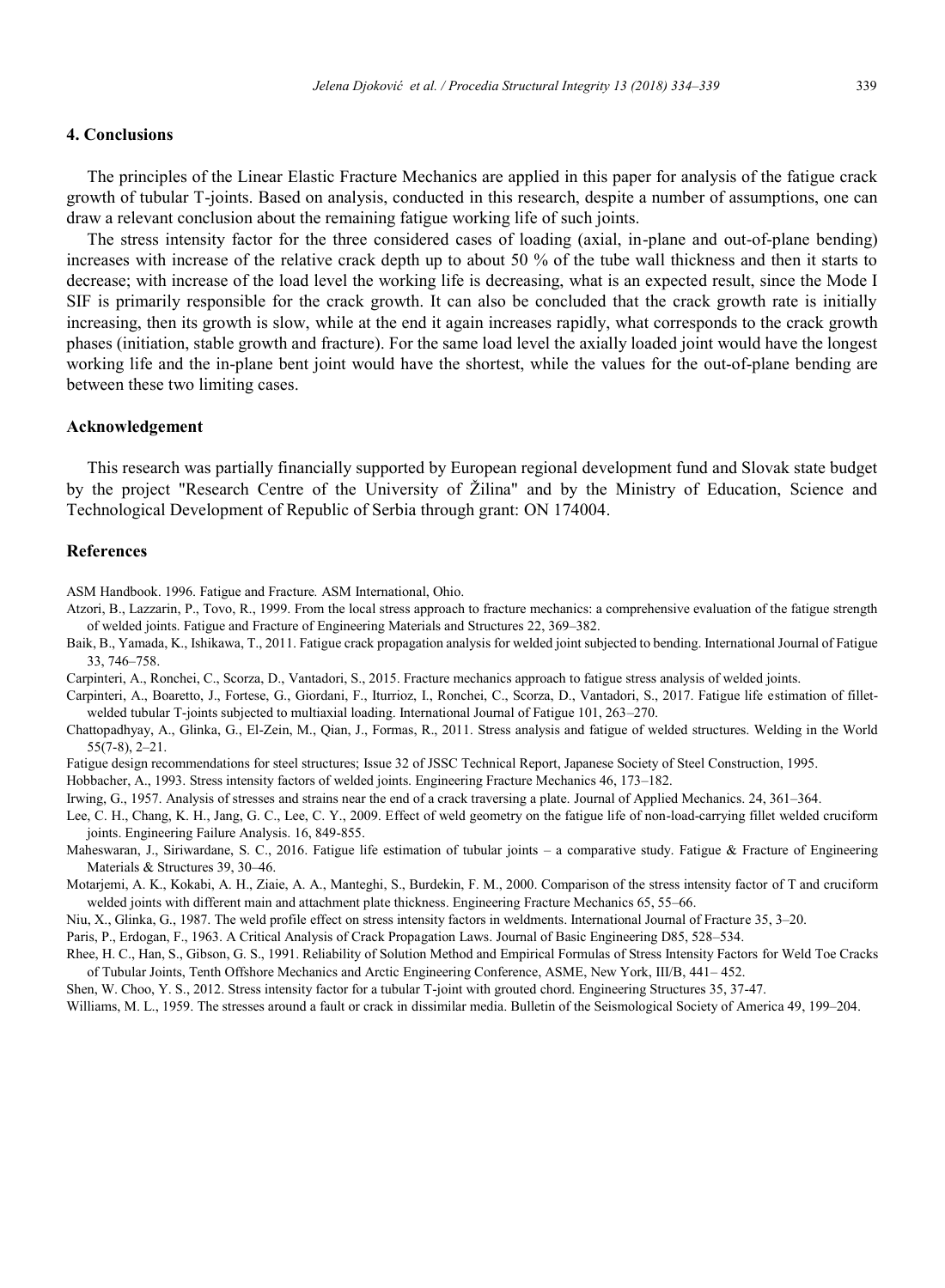## 4. Conclusions

The principles of the Linear Elastic Fracture Mechanics are applied in this paper for analysis of the fatigue crack growth of tubular T-joints. Based on analysis, conducted in this research, despite a number of assumptions, one can draw a relevant conclusion about the remaining fatigue working life of such joints.

The stress intensity factor for the three considered cases of loading (axial, in-plane and out-of-plane bending) increases with increase of the relative crack depth up to about 50 % of the tube wall thickness and then it starts to decrease; with increase of the load level the working life is decreasing, what is an expected result, since the Mode I SIF is primarily responsible for the crack growth. It can also be concluded that the crack growth rate is initially increasing, then its growth is slow, while at the end it again increases rapidly, what corresponds to the crack growth phases (initiation, stable growth and fracture). For the same load level the axially loaded joint would have the longest working life and the in-plane bent joint would have the shortest, while the values for the out-of-plane bending are between these two limiting cases.

## Acknowledgement

This research was partially financially supported by European regional development fund and Slovak state budget by the project "Research Centre of the University of Žilina" and by the Ministry of Education, Science and Technological Development of Republic of Serbia through grant: ON 174004.

## References

ASM Handbook. 1996. Fatigue and Fracture. ASM International, Ohio.

Atzori, B., Lazzarin, P., Tovo, R., 1999. From the local stress approach to fracture mechanics: a comprehensive evaluation of the fatigue strength of welded joints. Fatigue and Fracture of Engineering Materials and Structures 22, 369–382.

Baik, B., Yamada, K., Ishikawa, T., 2011. Fatigue crack propagation analysis for welded joint subjected to bending. International Journal of Fatigue 33, 746–758.

Carpinteri, A., Ronchei, C., Scorza, D., Vantadori, S., 2015. Fracture mechanics approach to fatigue stress analysis of welded joints.

Carpinteri, A., Boaretto, J., Fortese, G., Giordani, F., Iturrioz, I., Ronchei, C., Scorza, D., Vantadori, S., 2017. Fatigue life estimation of fillet-welded tubular T-joints subjected to multiaxial loading. International Journal of Fatigue 101, 263–270.

Chattopadhyay, A., Glinka, G., El-Zein, M., Qian, J., Formas, R., 2011. Stress analysis and fatigue of welded structures. Welding in the World 55(7-8), 2–21.

Fatigue design recommendations for steel structures; Issue 32 of JSSC Technical Report, Japanese Society of Steel Construction, 1995.

Hobbacher, A., 1993. Stress intensity factors of welded joints. Engineering Fracture Mechanics 46, 173–182.

Irwing, G., 1957. Analysis of stresses and strains near the end of a crack traversing a plate. Journal of Applied Mechanics. 24, 361–364.

Lee, C. H., Chang, K. H., Jang, G. C., Lee, C. Y., 2009. Effect of weld geometry on the fatigue life of non-load-carrying fillet welded cruciform joints. Engineering Failure Analysis. 16, 849-855.

Maheswaran, J., Siriwardane, S. C., 2016. Fatigue life estimation of tubular joints – a comparative study. Fatigue & Fracture of Engineering Materials & Structures 39, 30–46.

Motarjemi, A. K., Kokabi, A. H., Ziaie, A. A., Manteghi, S., Burdekin, F. M., 2000. Comparison of the stress intensity factor of T and cruciform welded joints with different main and attachment plate thickness. Engineering Fracture Mechanics 65, 55–66.

Niu, X., Glinka, G., 1987. The weld profile effect on stress intensity factors in weldments. International Journal of Fracture 35, 3–20.

Paris, P., Erdogan, F., 1963. A Critical Analysis of Crack Propagation Laws. Journal of Basic Engineering D85, 528–534.

Rhee, H. C., Han, S., Gibson, G. S., 1991. Reliability of Solution Method and Empirical Formulas of Stress Intensity Factors for Weld Toe Cracks of Tubular Joints, Tenth Offshore Mechanics and Arctic Engineering Conference, ASME, New York, III/B, 441– 452.

Shen, W. Choo, Y. S., 2012. Stress intensity factor for a tubular T-joint with grouted chord. Engineering Structures 35, 37-47.

Williams, M. L., 1959. The stresses around a fault or crack in dissimilar media. Bulletin of the Seismological Society of America 49, 199–204.